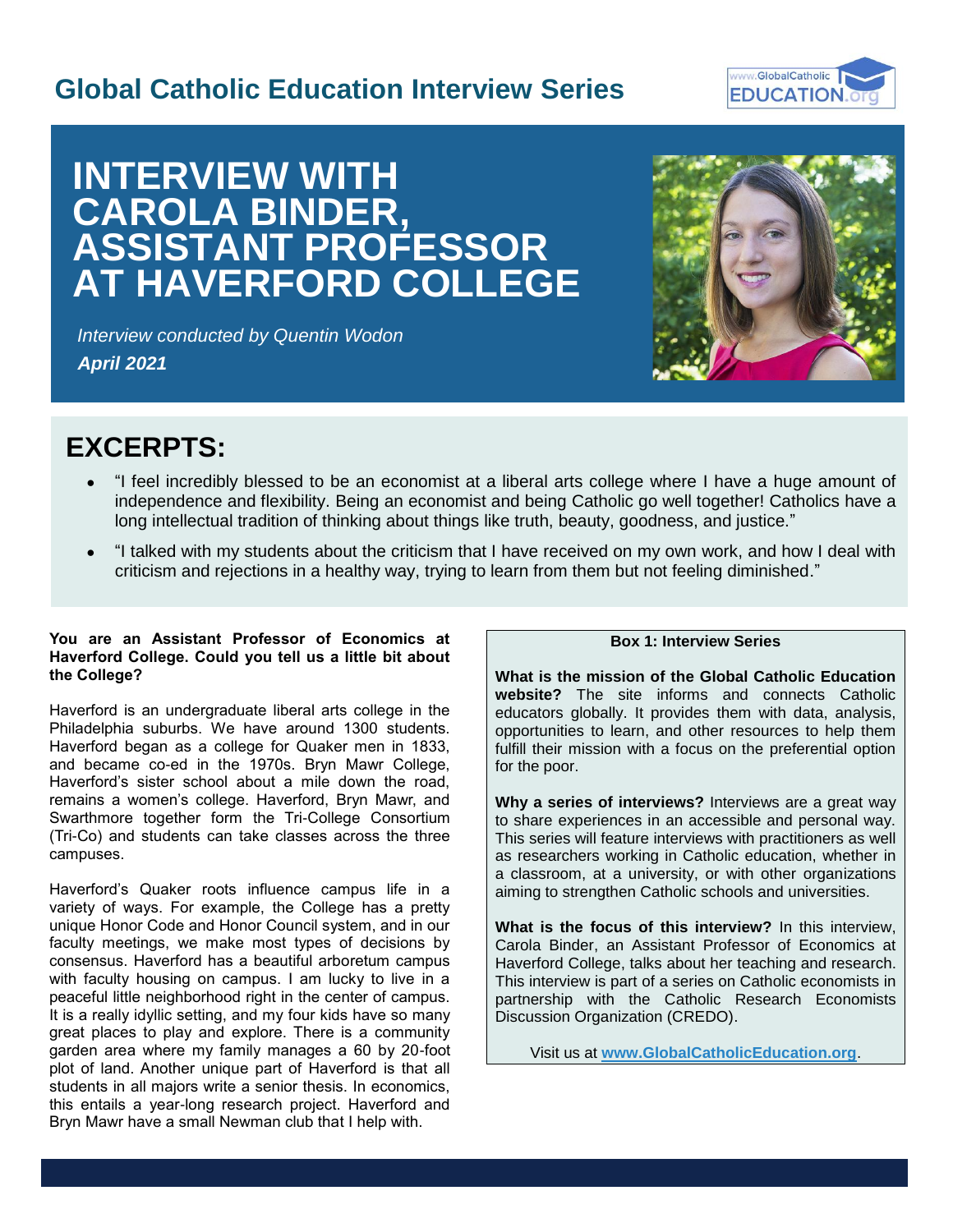## Global Catholic Education Interview Series

# INTERVIEW WITH CAROLA BINDER, ASSISTANT PROFESSOR AT HAVERFORD COLLEGE

*Interview conducted by Quentin Wodon*

***April 2021***

## EXCERPTS:

- "I feel incredibly blessed to be an economist at a liberal arts college where I have a huge amount of independence and flexibility. Being an economist and being Catholic go well together! Catholics have a long intellectual tradition of thinking about things like truth, beauty, goodness, and justice."
- "I talked with my students about the criticism that I have received on my own work, and how I deal with criticism and rejections in a healthy way, trying to learn from them but not feeling diminished."

**You are an Assistant Professor of Economics at Haverford College. Could you tell us a little bit about the College?**

Haverford is an undergraduate liberal arts college in the Philadelphia suburbs. We have around 1300 students. Haverford began as a college for Quaker men in 1833, and became co-ed in the 1970s. Bryn Mawr College, Haverford's sister school about a mile down the road, remains a women's college. Haverford, Bryn Mawr, and Swarthmore together form the Tri-College Consortium (Tri-Co) and students can take classes across the three campuses.

Haverford's Quaker roots influence campus life in a variety of ways. For example, the College has a pretty unique Honor Code and Honor Council system, and in our faculty meetings, we make most types of decisions by consensus. Haverford has a beautiful arboretum campus with faculty housing on campus. I am lucky to live in a peaceful little neighborhood right in the center of campus. It is a really idyllic setting, and my four kids have so many great places to play and explore. There is a community garden area where my family manages a 60 by 20-foot plot of land. Another unique part of Haverford is that all students in all majors write a senior thesis. In economics, this entails a year-long research project. Haverford and Bryn Mawr have a small Newman club that I help with.

**Box 1: Interview Series**

**What is the mission of the Global Catholic Education website?** The site informs and connects Catholic educators globally. It provides them with data, analysis, opportunities to learn, and other resources to help them fulfill their mission with a focus on the preferential option for the poor.

**Why a series of interviews?** Interviews are a great way to share experiences in an accessible and personal way. This series will feature interviews with practitioners as well as researchers working in Catholic education, whether in a classroom, at a university, or with other organizations aiming to strengthen Catholic schools and universities.

**What is the focus of this interview?** In this interview, Carola Binder, an Assistant Professor of Economics at Haverford College, talks about her teaching and research. This interview is part of a series on Catholic economists in partnership with the Catholic Research Economists Discussion Organization (CREDO).

Visit us at **www.GlobalCatholicEducation.org**.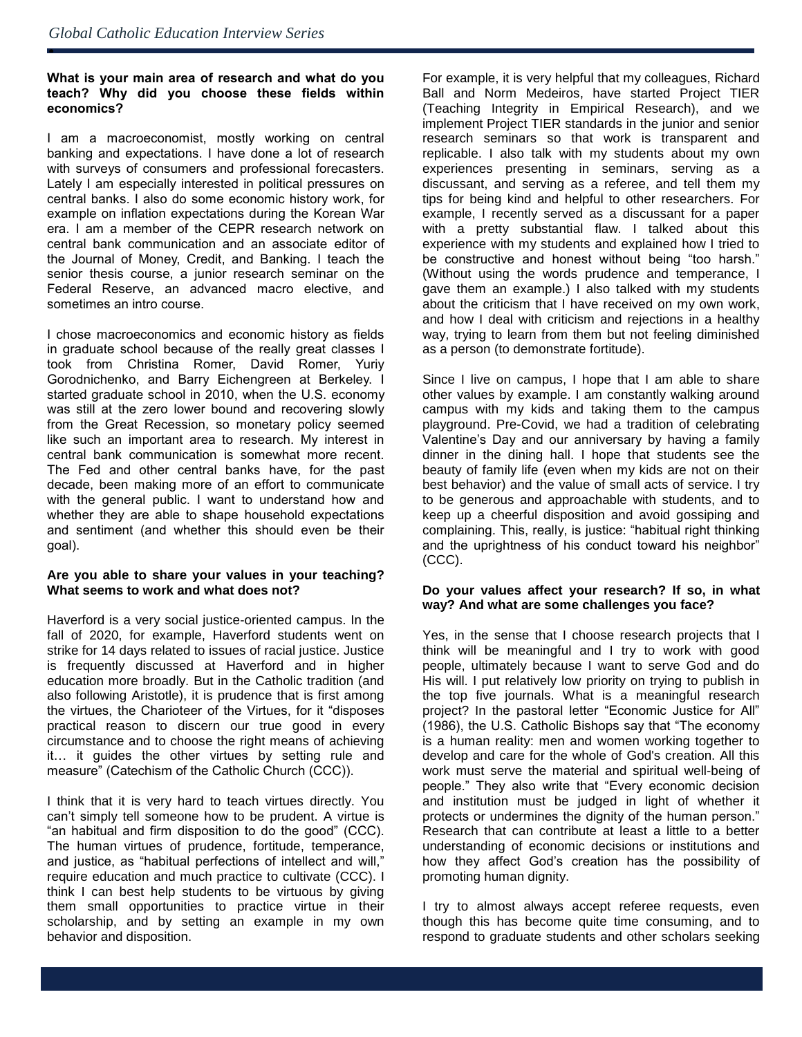**What is your main area of research and what do you teach? Why did you choose these fields within economics?**

I am a macroeconomist, mostly working on central banking and expectations. I have done a lot of research with surveys of consumers and professional forecasters. Lately I am especially interested in political pressures on central banks. I also do some economic history work, for example on inflation expectations during the Korean War era. I am a member of the CEPR research network on central bank communication and an associate editor of the Journal of Money, Credit, and Banking. I teach the senior thesis course, a junior research seminar on the Federal Reserve, an advanced macro elective, and sometimes an intro course.

I chose macroeconomics and economic history as fields in graduate school because of the really great classes I took from Christina Romer, David Romer, Yuriy Gorodnichenko, and Barry Eichengreen at Berkeley. I started graduate school in 2010, when the U.S. economy was still at the zero lower bound and recovering slowly from the Great Recession, so monetary policy seemed like such an important area to research. My interest in central bank communication is somewhat more recent. The Fed and other central banks have, for the past decade, been making more of an effort to communicate with the general public. I want to understand how and whether they are able to shape household expectations and sentiment (and whether this should even be their goal).

**Are you able to share your values in your teaching? What seems to work and what does not?**

Haverford is a very social justice-oriented campus. In the fall of 2020, for example, Haverford students went on strike for 14 days related to issues of racial justice. Justice is frequently discussed at Haverford and in higher education more broadly. But in the Catholic tradition (and also following Aristotle), it is prudence that is first among the virtues, the Charioteer of the Virtues, for it "disposes practical reason to discern our true good in every circumstance and to choose the right means of achieving it… it guides the other virtues by setting rule and measure" (Catechism of the Catholic Church (CCC)).

I think that it is very hard to teach virtues directly. You can't simply tell someone how to be prudent. A virtue is "an habitual and firm disposition to do the good" (CCC). The human virtues of prudence, fortitude, temperance, and justice, as "habitual perfections of intellect and will," require education and much practice to cultivate (CCC). I think I can best help students to be virtuous by giving them small opportunities to practice virtue in their scholarship, and by setting an example in my own behavior and disposition.

For example, it is very helpful that my colleagues, Richard Ball and Norm Medeiros, have started Project TIER (Teaching Integrity in Empirical Research), and we implement Project TIER standards in the junior and senior research seminars so that work is transparent and replicable. I also talk with my students about my own experiences presenting in seminars, serving as a discussant, and serving as a referee, and tell them my tips for being kind and helpful to other researchers. For example, I recently served as a discussant for a paper with a pretty substantial flaw. I talked about this experience with my students and explained how I tried to be constructive and honest without being "too harsh." (Without using the words prudence and temperance, I gave them an example.) I also talked with my students about the criticism that I have received on my own work, and how I deal with criticism and rejections in a healthy way, trying to learn from them but not feeling diminished as a person (to demonstrate fortitude).

Since I live on campus, I hope that I am able to share other values by example. I am constantly walking around campus with my kids and taking them to the campus playground. Pre-Covid, we had a tradition of celebrating Valentine's Day and our anniversary by having a family dinner in the dining hall. I hope that students see the beauty of family life (even when my kids are not on their best behavior) and the value of small acts of service. I try to be generous and approachable with students, and to keep up a cheerful disposition and avoid gossiping and complaining. This, really, is justice: "habitual right thinking and the uprightness of his conduct toward his neighbor" (CCC).

**Do your values affect your research? If so, in what way? And what are some challenges you face?**

Yes, in the sense that I choose research projects that I think will be meaningful and I try to work with good people, ultimately because I want to serve God and do His will. I put relatively low priority on trying to publish in the top five journals. What is a meaningful research project? In the pastoral letter "Economic Justice for All" (1986), the U.S. Catholic Bishops say that "The economy is a human reality: men and women working together to develop and care for the whole of God's creation. All this work must serve the material and spiritual well-being of people." They also write that "Every economic decision and institution must be judged in light of whether it protects or undermines the dignity of the human person." Research that can contribute at least a little to a better understanding of economic decisions or institutions and how they affect God's creation has the possibility of promoting human dignity.

I try to almost always accept referee requests, even though this has become quite time consuming, and to respond to graduate students and other scholars seeking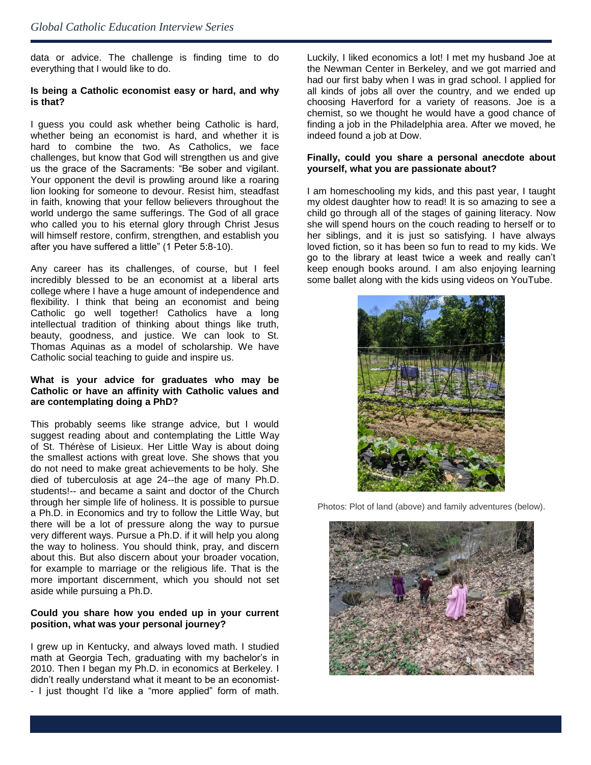data or advice. The challenge is finding time to do everything that I would like to do.

**Is being a Catholic economist easy or hard, and why is that?**

I guess you could ask whether being Catholic is hard, whether being an economist is hard, and whether it is hard to combine the two. As Catholics, we face challenges, but know that God will strengthen us and give us the grace of the Sacraments: "Be sober and vigilant. Your opponent the devil is prowling around like a roaring lion looking for someone to devour. Resist him, steadfast in faith, knowing that your fellow believers throughout the world undergo the same sufferings. The God of all grace who called you to his eternal glory through Christ Jesus will himself restore, confirm, strengthen, and establish you after you have suffered a little" (1 Peter 5:8-10).

Any career has its challenges, of course, but I feel incredibly blessed to be an economist at a liberal arts college where I have a huge amount of independence and flexibility. I think that being an economist and being Catholic go well together! Catholics have a long intellectual tradition of thinking about things like truth, beauty, goodness, and justice. We can look to St. Thomas Aquinas as a model of scholarship. We have Catholic social teaching to guide and inspire us.

**What is your advice for graduates who may be Catholic or have an affinity with Catholic values and are contemplating doing a PhD?**

This probably seems like strange advice, but I would suggest reading about and contemplating the Little Way of St. Thérèse of Lisieux. Her Little Way is about doing the smallest actions with great love. She shows that you do not need to make great achievements to be holy. She died of tuberculosis at age 24--the age of many Ph.D. students!-- and became a saint and doctor of the Church through her simple life of holiness. It is possible to pursue a Ph.D. in Economics and try to follow the Little Way, but there will be a lot of pressure along the way to pursue very different ways. Pursue a Ph.D. if it will help you along the way to holiness. You should think, pray, and discern about this. But also discern about your broader vocation, for example to marriage or the religious life. That is the more important discernment, which you should not set aside while pursuing a Ph.D.

**Could you share how you ended up in your current position, what was your personal journey?**

I grew up in Kentucky, and always loved math. I studied math at Georgia Tech, graduating with my bachelor's in 2010. Then I began my Ph.D. in economics at Berkeley. I didn't really understand what it meant to be an economist-- I just thought I'd like a "more applied" form of math. Luckily, I liked economics a lot! I met my husband Joe at the Newman Center in Berkeley, and we got married and had our first baby when I was in grad school. I applied for all kinds of jobs all over the country, and we ended up choosing Haverford for a variety of reasons. Joe is a chemist, so we thought he would have a good chance of finding a job in the Philadelphia area. After we moved, he indeed found a job at Dow.

**Finally, could you share a personal anecdote about yourself, what you are passionate about?**

I am homeschooling my kids, and this past year, I taught my oldest daughter how to read! It is so amazing to see a child go through all of the stages of gaining literacy. Now she will spend hours on the couch reading to herself or to her siblings, and it is just so satisfying. I have always loved fiction, so it has been so fun to read to my kids. We go to the library at least twice a week and really can't keep enough books around. I am also enjoying learning some ballet along with the kids using videos on YouTube.

Photos: Plot of land (above) and family adventures (below).